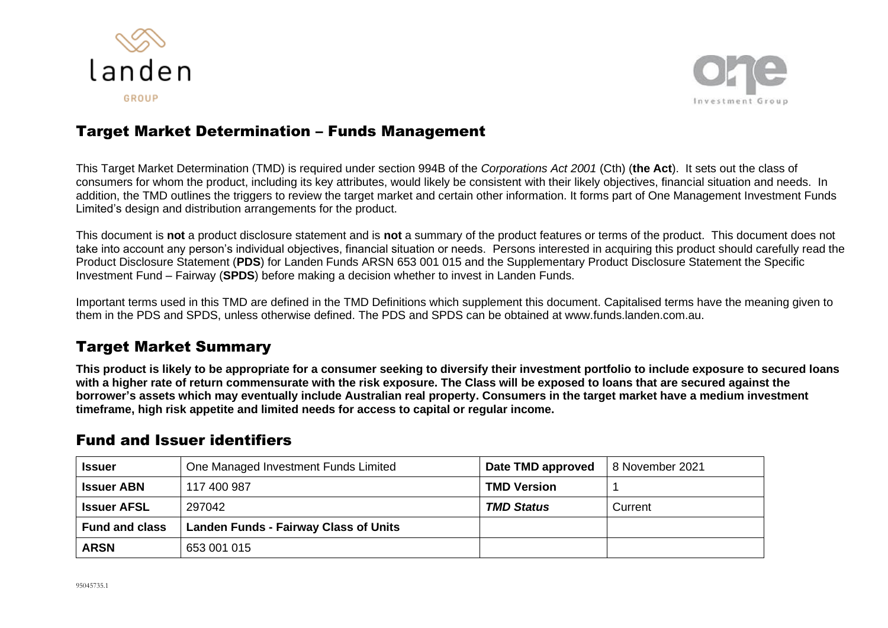## Target Market Determination – Funds Management

This Target Market Determination (TMD) is required under section 994B of the *Corporations Act 2001* (Cth) (**the Act**). It sets out the class of consumers for whom the product, including its key attributes, would likely be consistent with their likely objectives, financial situation and needs. In addition, the TMD outlines the triggers to review the target market and certain other information. It forms part of One Management Investment Funds Limited's design and distribution arrangements for the product.

This document is **not** a product disclosure statement and is **not** a summary of the product features or terms of the product. This document does not take into account any person's individual objectives, financial situation or needs. Persons interested in acquiring this product should carefully read the Product Disclosure Statement (**PDS**) for Landen Funds ARSN 653 001 015 and the Supplementary Product Disclosure Statement the Specific Investment Fund – Fairway (**SPDS**) before making a decision whether to invest in Landen Funds.

Important terms used in this TMD are defined in the TMD Definitions which supplement this document. Capitalised terms have the meaning given to them in the PDS and SPDS, unless otherwise defined. The PDS and SPDS can be obtained at www.funds.landen.com.au.

## Target Market Summary

**This product is likely to be appropriate for a consumer seeking to diversify their investment portfolio to include exposure to secured loans with a higher rate of return commensurate with the risk exposure. The Class will be exposed to loans that are secured against the borrower's assets which may eventually include Australian real property. Consumers in the target market have a medium investment timeframe, high risk appetite and limited needs for access to capital or regular income.**

## Fund and Issuer identifiers

| | | | |
|---|---|---|---|
| **Issuer** | One Managed Investment Funds Limited | **Date TMD approved** | 8 November 2021 |
| **Issuer ABN** | 117 400 987 | **TMD Version** | 1 |
| **Issuer AFSL** | 297042 | ***TMD Status*** | Current |
| **Fund and class** | **Landen Funds - Fairway Class of Units** | | |
| **ARSN** | 653 001 015 | | |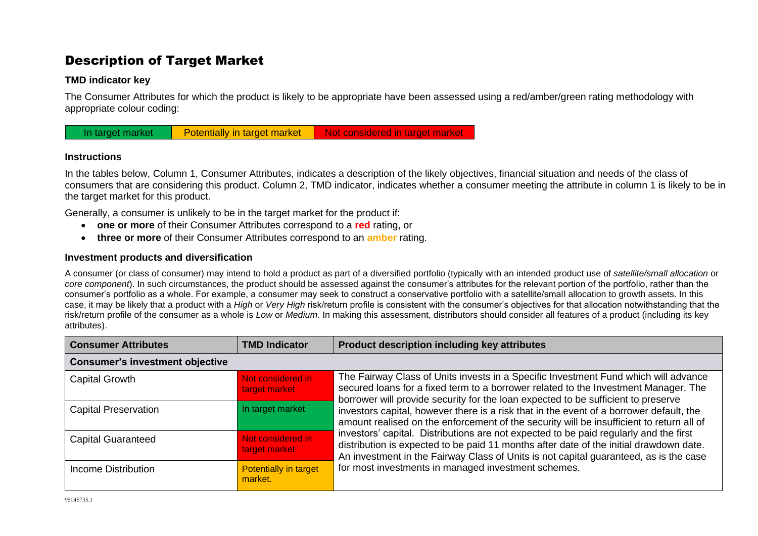## Description of Target Market

**TMD indicator key**

The Consumer Attributes for which the product is likely to be appropriate have been assessed using a red/amber/green rating methodology with appropriate colour coding:

| In target market | Potentially in target market | Not considered in target market |
|---|---|---|

**Instructions**

In the tables below, Column 1, Consumer Attributes, indicates a description of the likely objectives, financial situation and needs of the class of consumers that are considering this product. Column 2, TMD indicator, indicates whether a consumer meeting the attribute in column 1 is likely to be in the target market for this product.

Generally, a consumer is unlikely to be in the target market for the product if:

- **one or more** of their Consumer Attributes correspond to a **red** rating, or
- **three or more** of their Consumer Attributes correspond to an **amber** rating.

**Investment products and diversification**

A consumer (or class of consumer) may intend to hold a product as part of a diversified portfolio (typically with an intended product use of *satellite/small allocation* or *core component*). In such circumstances, the product should be assessed against the consumer's attributes for the relevant portion of the portfolio, rather than the consumer's portfolio as a whole. For example, a consumer may seek to construct a conservative portfolio with a satellite/small allocation to growth assets. In this case, it may be likely that a product with a *High* or *Very High* risk/return profile is consistent with the consumer's objectives for that allocation notwithstanding that the risk/return profile of the consumer as a whole is *Low* or *Medium*. In making this assessment, distributors should consider all features of a product (including its key attributes).

| Consumer Attributes | TMD Indicator | Product description including key attributes |
|---|---|---|
| **Consumer's investment objective** | | |
| Capital Growth | Not considered in target market | The Fairway Class of Units invests in a Specific Investment Fund which will advance secured loans for a fixed term to a borrower related to the Investment Manager. The borrower will provide security for the loan expected to be sufficient to preserve investors capital, however there is a risk that in the event of a borrower default, the amount realised on the enforcement of the security will be insufficient to return all of investors' capital. Distributions are not expected to be paid regularly and the first distribution is expected to be paid 11 months after date of the initial drawdown date. An investment in the Fairway Class of Units is not capital guaranteed, as is the case for most investments in managed investment schemes. |
| Capital Preservation | In target market | |
| Capital Guaranteed | Not considered in target market | |
| Income Distribution | Potentially in target market. | |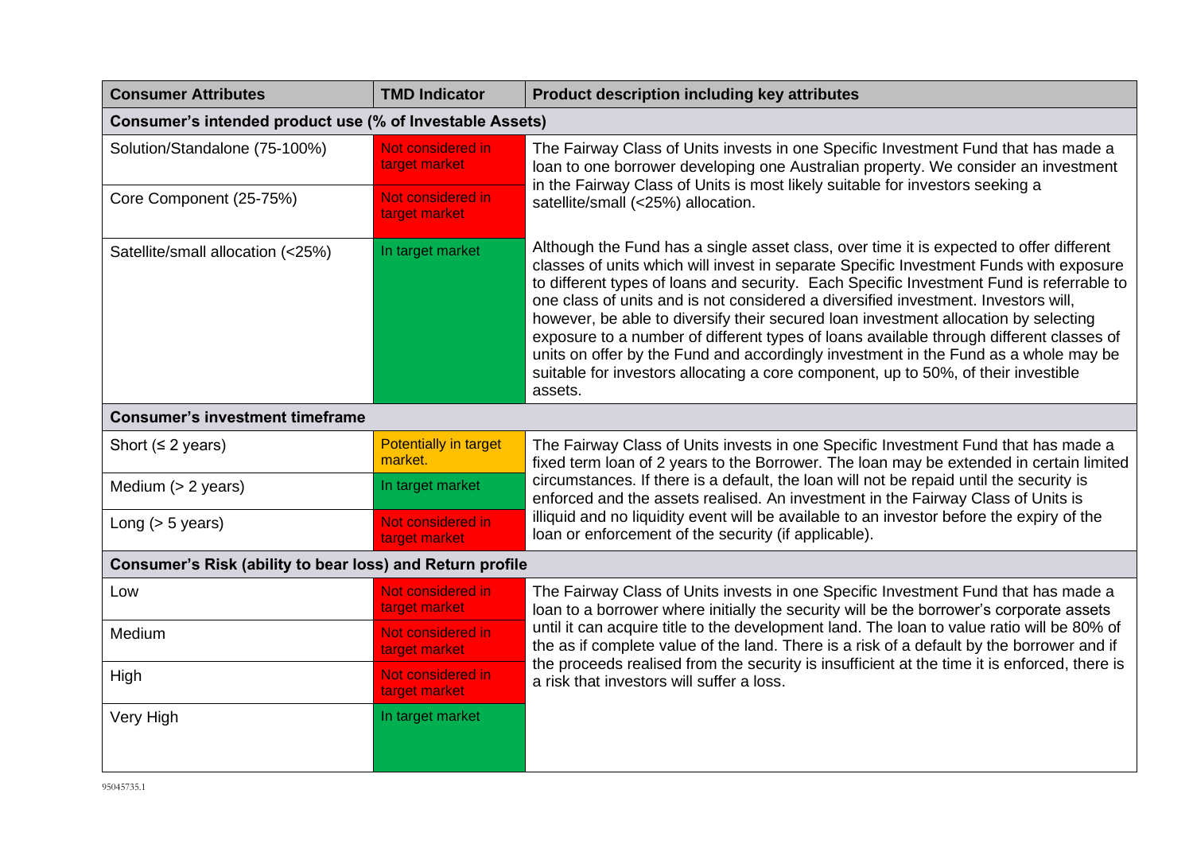| Consumer Attributes | TMD Indicator | Product description including key attributes |
|---|---|---|
| **Consumer's intended product use (% of Investable Assets)** | | |
| Solution/Standalone (75-100%) | Not considered in target market | The Fairway Class of Units invests in one Specific Investment Fund that has made a loan to one borrower developing one Australian property. We consider an investment in the Fairway Class of Units is most likely suitable for investors seeking a satellite/small (<25%) allocation. |
| Core Component (25-75%) | Not considered in target market | |
| Satellite/small allocation (<25%) | In target market | Although the Fund has a single asset class, over time it is expected to offer different classes of units which will invest in separate Specific Investment Funds with exposure to different types of loans and security. Each Specific Investment Fund is referrable to one class of units and is not considered a diversified investment. Investors will, however, be able to diversify their secured loan investment allocation by selecting exposure to a number of different types of loans available through different classes of units on offer by the Fund and accordingly investment in the Fund as a whole may be suitable for investors allocating a core component, up to 50%, of their investible assets. |
| **Consumer's investment timeframe** | | |
| Short (≤ 2 years) | Potentially in target market. | The Fairway Class of Units invests in one Specific Investment Fund that has made a fixed term loan of 2 years to the Borrower. The loan may be extended in certain limited circumstances. If there is a default, the loan will not be repaid until the security is enforced and the assets realised. An investment in the Fairway Class of Units is illiquid and no liquidity event will be available to an investor before the expiry of the loan or enforcement of the security (if applicable). |
| Medium (> 2 years) | In target market | |
| Long (> 5 years) | Not considered in target market | |
| **Consumer's Risk (ability to bear loss) and Return profile** | | |
| Low | Not considered in target market | The Fairway Class of Units invests in one Specific Investment Fund that has made a loan to a borrower where initially the security will be the borrower's corporate assets until it can acquire title to the development land. The loan to value ratio will be 80% of the as if complete value of the land. There is a risk of a default by the borrower and if the proceeds realised from the security is insufficient at the time it is enforced, there is a risk that investors will suffer a loss. |
| Medium | Not considered in target market | |
| High | Not considered in target market | |
| Very High | In target market | |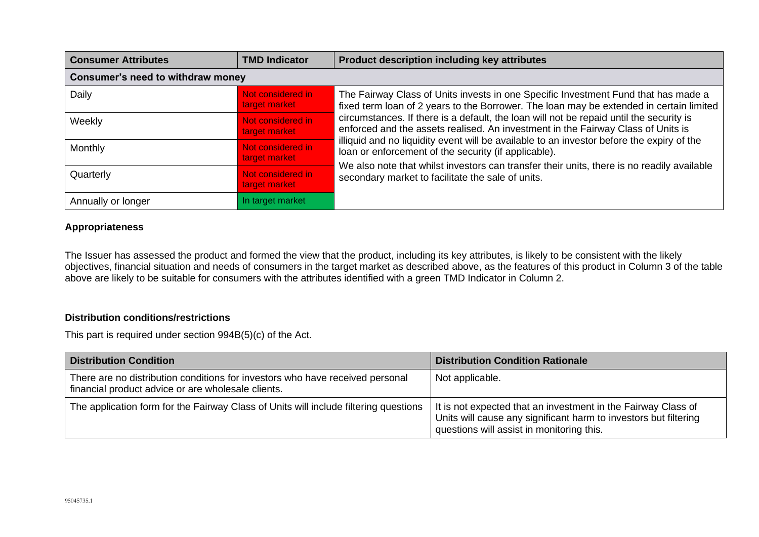| Consumer Attributes | TMD Indicator | Product description including key attributes |
|---|---|---|
| **Consumer's need to withdraw money** | | |
| Daily | Not considered in target market | The Fairway Class of Units invests in one Specific Investment Fund that has made a fixed term loan of 2 years to the Borrower. The loan may be extended in certain limited circumstances. If there is a default, the loan will not be repaid until the security is enforced and the assets realised. An investment in the Fairway Class of Units is illiquid and no liquidity event will be available to an investor before the expiry of the loan or enforcement of the security (if applicable). We also note that whilst investors can transfer their units, there is no readily available secondary market to facilitate the sale of units. |
| Weekly | Not considered in target market | |
| Monthly | Not considered in target market | |
| Quarterly | Not considered in target market | |
| Annually or longer | In target market | |

**Appropriateness**

The Issuer has assessed the product and formed the view that the product, including its key attributes, is likely to be consistent with the likely objectives, financial situation and needs of consumers in the target market as described above, as the features of this product in Column 3 of the table above are likely to be suitable for consumers with the attributes identified with a green TMD Indicator in Column 2.

**Distribution conditions/restrictions**

This part is required under section 994B(5)(c) of the Act.

| Distribution Condition | Distribution Condition Rationale |
|---|---|
| There are no distribution conditions for investors who have received personal financial product advice or are wholesale clients. | Not applicable. |
| The application form for the Fairway Class of Units will include filtering questions | It is not expected that an investment in the Fairway Class of Units will cause any significant harm to investors but filtering questions will assist in monitoring this. |

95045735.1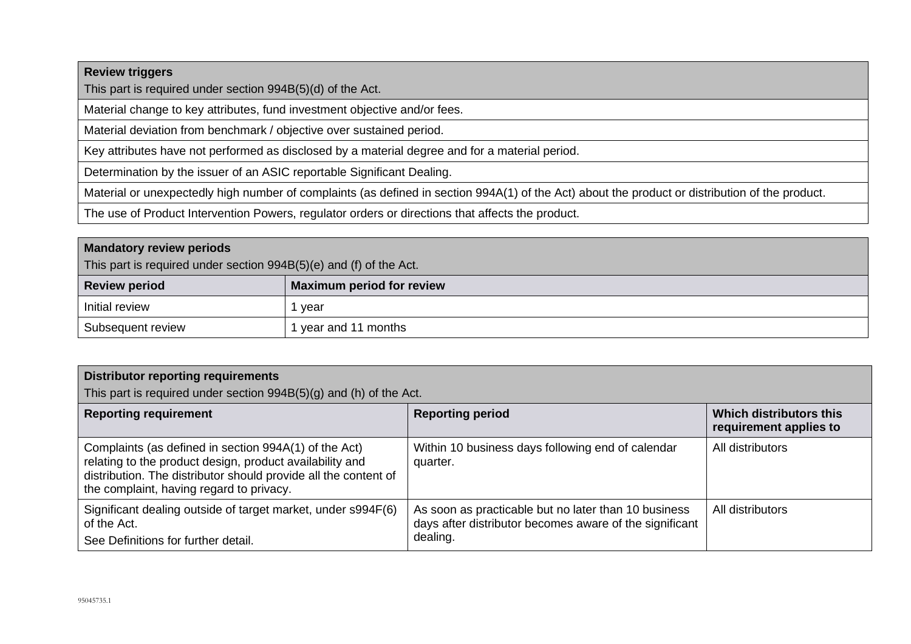| **Review triggers**<br>This part is required under section 994B(5)(d) of the Act. |
|---|
| Material change to key attributes, fund investment objective and/or fees. |
| Material deviation from benchmark / objective over sustained period. |
| Key attributes have not performed as disclosed by a material degree and for a material period. |
| Determination by the issuer of an ASIC reportable Significant Dealing. |
| Material or unexpectedly high number of complaints (as defined in section 994A(1) of the Act) about the product or distribution of the product. |
| The use of Product Intervention Powers, regulator orders or directions that affects the product. |

| **Mandatory review periods**<br>This part is required under section 994B(5)(e) and (f) of the Act. | |
|---|---|
| **Review period** | **Maximum period for review** |
| Initial review | 1 year |
| Subsequent review | 1 year and 11 months |

| **Distributor reporting requirements**<br>This part is required under section 994B(5)(g) and (h) of the Act. | | |
|---|---|---|
| **Reporting requirement** | **Reporting period** | **Which distributors this requirement applies to** |
| Complaints (as defined in section 994A(1) of the Act) relating to the product design, product availability and distribution. The distributor should provide all the content of the complaint, having regard to privacy. | Within 10 business days following end of calendar quarter. | All distributors |
| Significant dealing outside of target market, under s994F(6) of the Act.<br>See Definitions for further detail. | As soon as practicable but no later than 10 business days after distributor becomes aware of the significant dealing. | All distributors |

95045735.1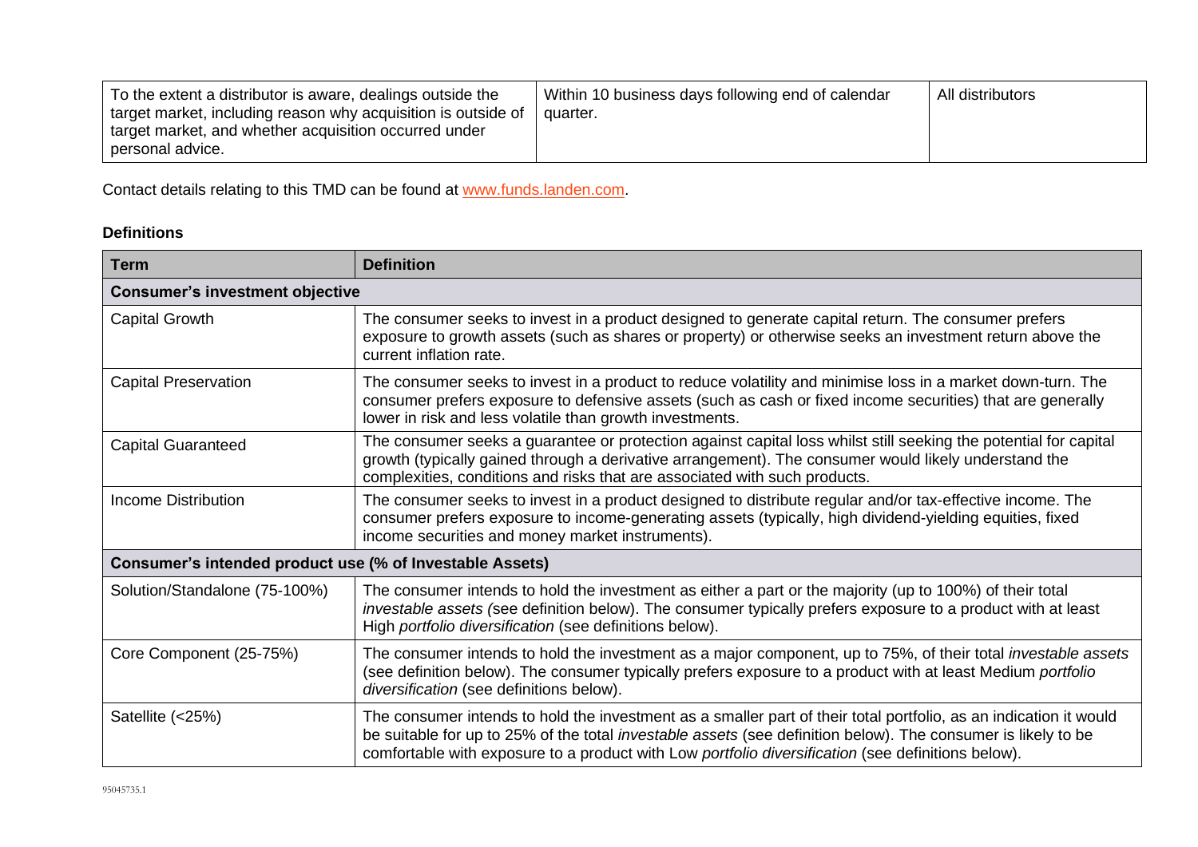| | | |
|---|---|---|
| To the extent a distributor is aware, dealings outside the target market, including reason why acquisition is outside of target market, and whether acquisition occurred under personal advice. | Within 10 business days following end of calendar quarter. | All distributors |

Contact details relating to this TMD can be found at [www.funds.landen.com](www.funds.landen.com).

**Definitions**

| Term | Definition |
|---|---|
| **Consumer's investment objective** | |
| Capital Growth | The consumer seeks to invest in a product designed to generate capital return. The consumer prefers exposure to growth assets (such as shares or property) or otherwise seeks an investment return above the current inflation rate. |
| Capital Preservation | The consumer seeks to invest in a product to reduce volatility and minimise loss in a market down-turn. The consumer prefers exposure to defensive assets (such as cash or fixed income securities) that are generally lower in risk and less volatile than growth investments. |
| Capital Guaranteed | The consumer seeks a guarantee or protection against capital loss whilst still seeking the potential for capital growth (typically gained through a derivative arrangement). The consumer would likely understand the complexities, conditions and risks that are associated with such products. |
| Income Distribution | The consumer seeks to invest in a product designed to distribute regular and/or tax-effective income. The consumer prefers exposure to income-generating assets (typically, high dividend-yielding equities, fixed income securities and money market instruments). |
| **Consumer's intended product use (% of Investable Assets)** | |
| Solution/Standalone (75-100%) | The consumer intends to hold the investment as either a part or the majority (up to 100%) of their total *investable assets (*see definition below). The consumer typically prefers exposure to a product with at least High *portfolio diversification* (see definitions below). |
| Core Component (25-75%) | The consumer intends to hold the investment as a major component, up to 75%, of their total *investable assets* (see definition below). The consumer typically prefers exposure to a product with at least Medium *portfolio diversification* (see definitions below). |
| Satellite (<25%) | The consumer intends to hold the investment as a smaller part of their total portfolio, as an indication it would be suitable for up to 25% of the total *investable assets* (see definition below). The consumer is likely to be comfortable with exposure to a product with Low *portfolio diversification* (see definitions below). |

95045735.1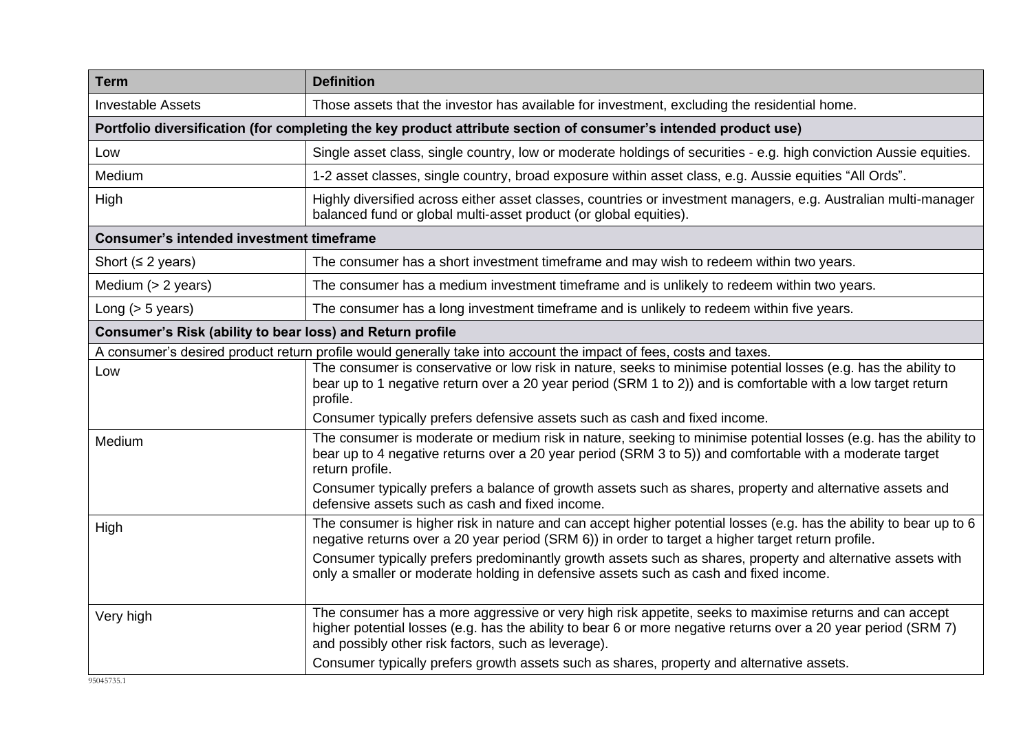| Term | Definition |
| --- | --- |
| Investable Assets | Those assets that the investor has available for investment, excluding the residential home. |
| **Portfolio diversification (for completing the key product attribute section of consumer's intended product use)** | |
| Low | Single asset class, single country, low or moderate holdings of securities - e.g. high conviction Aussie equities. |
| Medium | 1-2 asset classes, single country, broad exposure within asset class, e.g. Aussie equities "All Ords". |
| High | Highly diversified across either asset classes, countries or investment managers, e.g. Australian multi-manager balanced fund or global multi-asset product (or global equities). |
| **Consumer's intended investment timeframe** | |
| Short (≤ 2 years) | The consumer has a short investment timeframe and may wish to redeem within two years. |
| Medium (> 2 years) | The consumer has a medium investment timeframe and is unlikely to redeem within two years. |
| Long (> 5 years) | The consumer has a long investment timeframe and is unlikely to redeem within five years. |
| **Consumer's Risk (ability to bear loss) and Return profile** | |
| A consumer's desired product return profile would generally take into account the impact of fees, costs and taxes. | |
| Low | The consumer is conservative or low risk in nature, seeks to minimise potential losses (e.g. has the ability to bear up to 1 negative return over a 20 year period (SRM 1 to 2)) and is comfortable with a low target return profile.<br><br>Consumer typically prefers defensive assets such as cash and fixed income. |
| Medium | The consumer is moderate or medium risk in nature, seeking to minimise potential losses (e.g. has the ability to bear up to 4 negative returns over a 20 year period (SRM 3 to 5)) and comfortable with a moderate target return profile.<br><br>Consumer typically prefers a balance of growth assets such as shares, property and alternative assets and defensive assets such as cash and fixed income. |
| High | The consumer is higher risk in nature and can accept higher potential losses (e.g. has the ability to bear up to 6 negative returns over a 20 year period (SRM 6)) in order to target a higher target return profile.<br><br>Consumer typically prefers predominantly growth assets such as shares, property and alternative assets with only a smaller or moderate holding in defensive assets such as cash and fixed income. |
| Very high | The consumer has a more aggressive or very high risk appetite, seeks to maximise returns and can accept higher potential losses (e.g. has the ability to bear 6 or more negative returns over a 20 year period (SRM 7) and possibly other risk factors, such as leverage).<br><br>Consumer typically prefers growth assets such as shares, property and alternative assets. |

95045735.1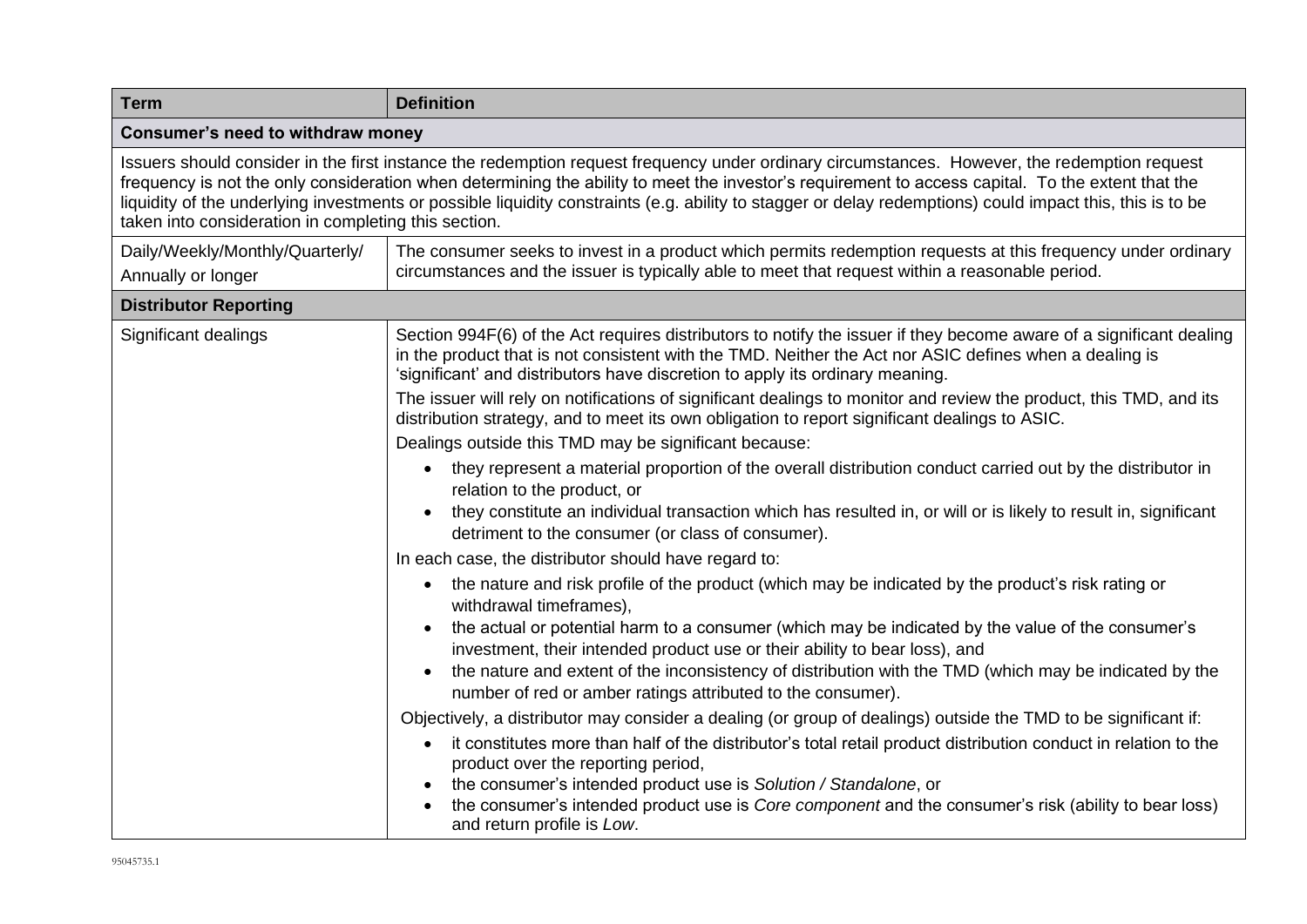| Term | Definition |
| --- | --- |
| **Consumer's need to withdraw money** | |
| Issuers should consider in the first instance the redemption request frequency under ordinary circumstances. However, the redemption request frequency is not the only consideration when determining the ability to meet the investor's requirement to access capital. To the extent that the liquidity of the underlying investments or possible liquidity constraints (e.g. ability to stagger or delay redemptions) could impact this, this is to be taken into consideration in completing this section. | |
| Daily/Weekly/Monthly/Quarterly/ Annually or longer | The consumer seeks to invest in a product which permits redemption requests at this frequency under ordinary circumstances and the issuer is typically able to meet that request within a reasonable period. |
| **Distributor Reporting** | |
| Significant dealings | Section 994F(6) of the Act requires distributors to notify the issuer if they become aware of a significant dealing in the product that is not consistent with the TMD. Neither the Act nor ASIC defines when a dealing is 'significant' and distributors have discretion to apply its ordinary meaning.<br><br>The issuer will rely on notifications of significant dealings to monitor and review the product, this TMD, and its distribution strategy, and to meet its own obligation to report significant dealings to ASIC.<br><br>Dealings outside this TMD may be significant because:<br>• they represent a material proportion of the overall distribution conduct carried out by the distributor in relation to the product, or<br>• they constitute an individual transaction which has resulted in, or will or is likely to result in, significant detriment to the consumer (or class of consumer).<br><br>In each case, the distributor should have regard to:<br>• the nature and risk profile of the product (which may be indicated by the product's risk rating or withdrawal timeframes),<br>• the actual or potential harm to a consumer (which may be indicated by the value of the consumer's investment, their intended product use or their ability to bear loss), and<br>• the nature and extent of the inconsistency of distribution with the TMD (which may be indicated by the number of red or amber ratings attributed to the consumer).<br><br>Objectively, a distributor may consider a dealing (or group of dealings) outside the TMD to be significant if:<br>• it constitutes more than half of the distributor's total retail product distribution conduct in relation to the product over the reporting period,<br>• the consumer's intended product use is *Solution / Standalone*, or<br>• the consumer's intended product use is *Core component* and the consumer's risk (ability to bear loss) and return profile is *Low*. |

95045735.1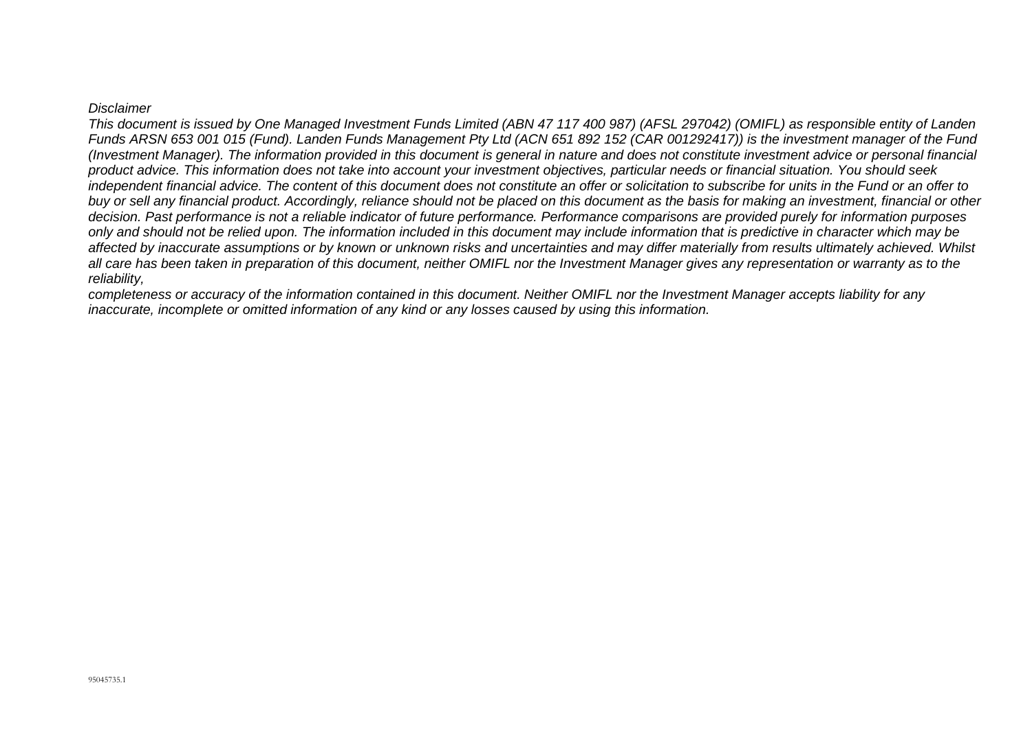*Disclaimer*

*This document is issued by One Managed Investment Funds Limited (ABN 47 117 400 987) (AFSL 297042) (OMIFL) as responsible entity of Landen Funds ARSN 653 001 015 (Fund). Landen Funds Management Pty Ltd (ACN 651 892 152 (CAR 001292417)) is the investment manager of the Fund (Investment Manager). The information provided in this document is general in nature and does not constitute investment advice or personal financial product advice. This information does not take into account your investment objectives, particular needs or financial situation. You should seek independent financial advice. The content of this document does not constitute an offer or solicitation to subscribe for units in the Fund or an offer to buy or sell any financial product. Accordingly, reliance should not be placed on this document as the basis for making an investment, financial or other decision. Past performance is not a reliable indicator of future performance. Performance comparisons are provided purely for information purposes only and should not be relied upon. The information included in this document may include information that is predictive in character which may be affected by inaccurate assumptions or by known or unknown risks and uncertainties and may differ materially from results ultimately achieved. Whilst all care has been taken in preparation of this document, neither OMIFL nor the Investment Manager gives any representation or warranty as to the reliability,*

*completeness or accuracy of the information contained in this document. Neither OMIFL nor the Investment Manager accepts liability for any inaccurate, incomplete or omitted information of any kind or any losses caused by using this information.*

95045735.1